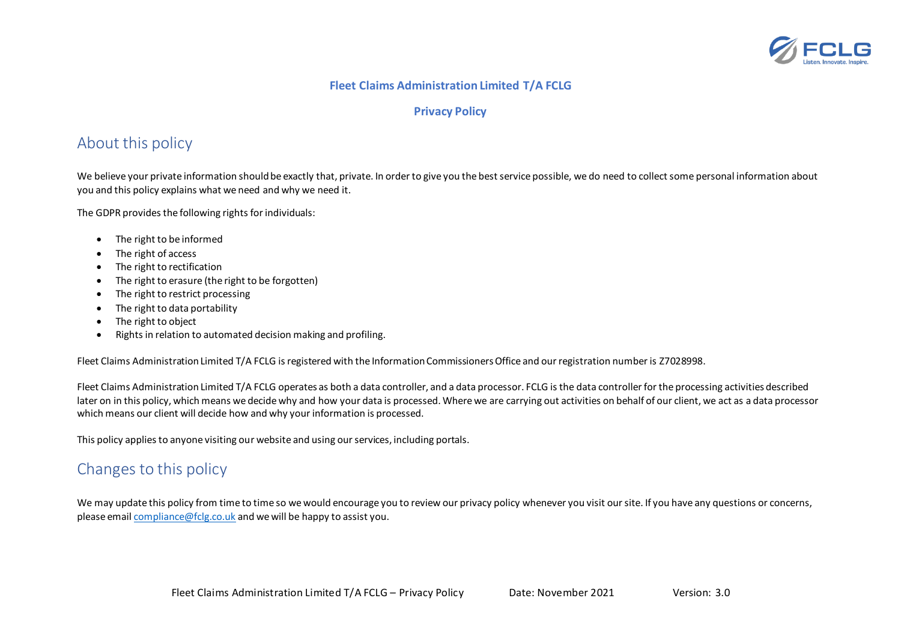**Fleet Claims Administration Limited T/A FCLG**

**Privacy Policy**

## About this policy

We believe your private information should be exactly that, private. In order to give you the best service possible, we do need to collect some personal information about you and this policy explains what we need and why we need it.

The GDPR provides the following rights for individuals:

- The right to be informed
- The right of access
- The right to rectification
- The right to erasure (the right to be forgotten)
- The right to restrict processing
- The right to data portability
- The right to object
- Rights in relation to automated decision making and profiling.

Fleet Claims Administration Limited T/A FCLG is registered with the Information Commissioners Office and our registration number is Z7028998.

Fleet Claims Administration Limited T/A FCLG operates as both a data controller, and a data processor. FCLG is the data controller for the processing activities described later on in this policy, which means we decide why and how your data is processed. Where we are carrying out activities on behalf of our client, we act as a data processor which means our client will decide how and why your information is processed.

This policy applies to anyone visiting our website and using our services, including portals.

## Changes to this policy

We may update this policy from time to time so we would encourage you to review our privacy policy whenever you visit our site. If you have any questions or concerns, please email compliance@fclg.co.uk and we will be happy to assist you.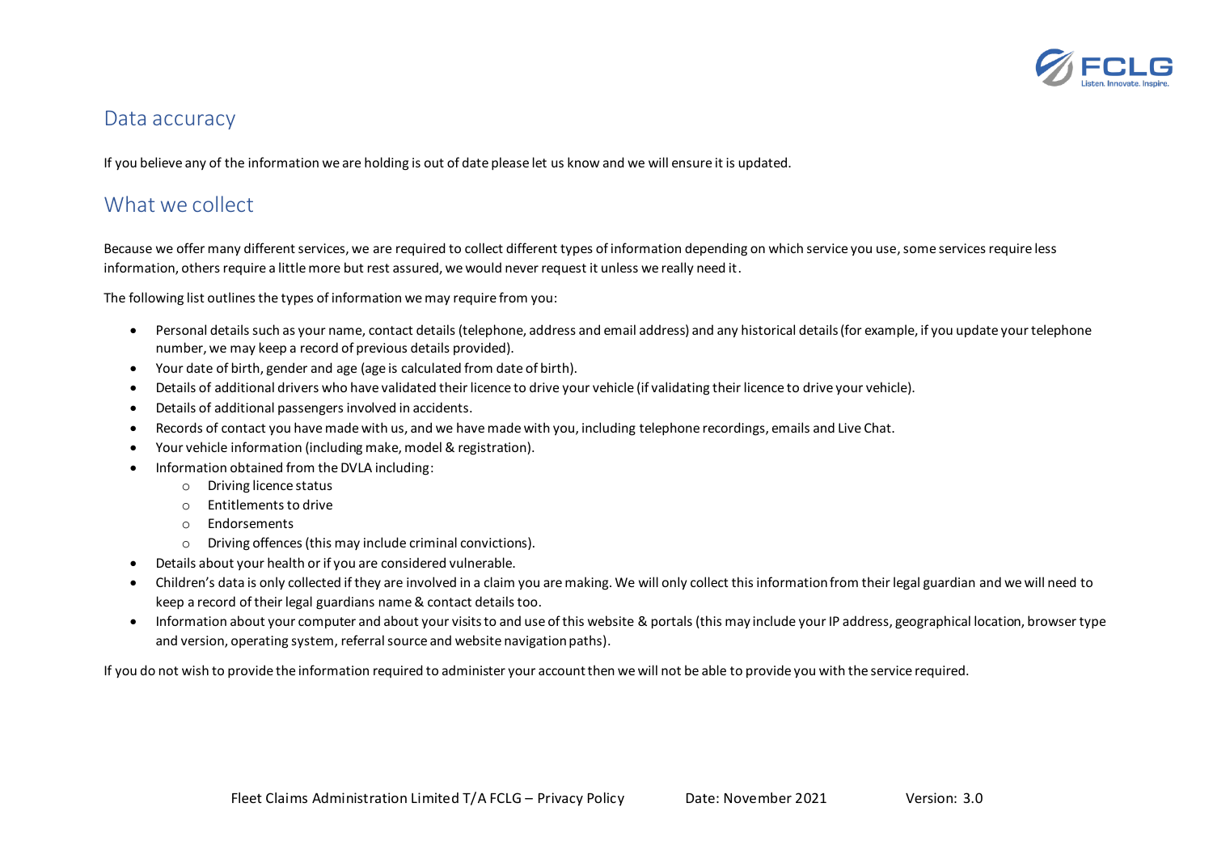## Data accuracy

If you believe any of the information we are holding is out of date please let us know and we will ensure it is updated.

## What we collect

Because we offer many different services, we are required to collect different types of information depending on which service you use, some services require less information, others require a little more but rest assured, we would never request it unless we really need it.

The following list outlines the types of information we may require from you:

- Personal details such as your name, contact details (telephone, address and email address) and any historical details (for example, if you update your telephone number, we may keep a record of previous details provided).
- Your date of birth, gender and age (age is calculated from date of birth).
- Details of additional drivers who have validated their licence to drive your vehicle (if validating their licence to drive your vehicle).
- Details of additional passengers involved in accidents.
- Records of contact you have made with us, and we have made with you, including telephone recordings, emails and Live Chat.
- Your vehicle information (including make, model & registration).
- Information obtained from the DVLA including:
  - Driving licence status
  - Entitlements to drive
  - Endorsements
  - Driving offences (this may include criminal convictions).
- Details about your health or if you are considered vulnerable.
- Children's data is only collected if they are involved in a claim you are making. We will only collect this information from their legal guardian and we will need to keep a record of their legal guardians name & contact details too.
- Information about your computer and about your visits to and use of this website & portals (this may include your IP address, geographical location, browser type and version, operating system, referral source and website navigation paths).

If you do not wish to provide the information required to administer your account then we will not be able to provide you with the service required.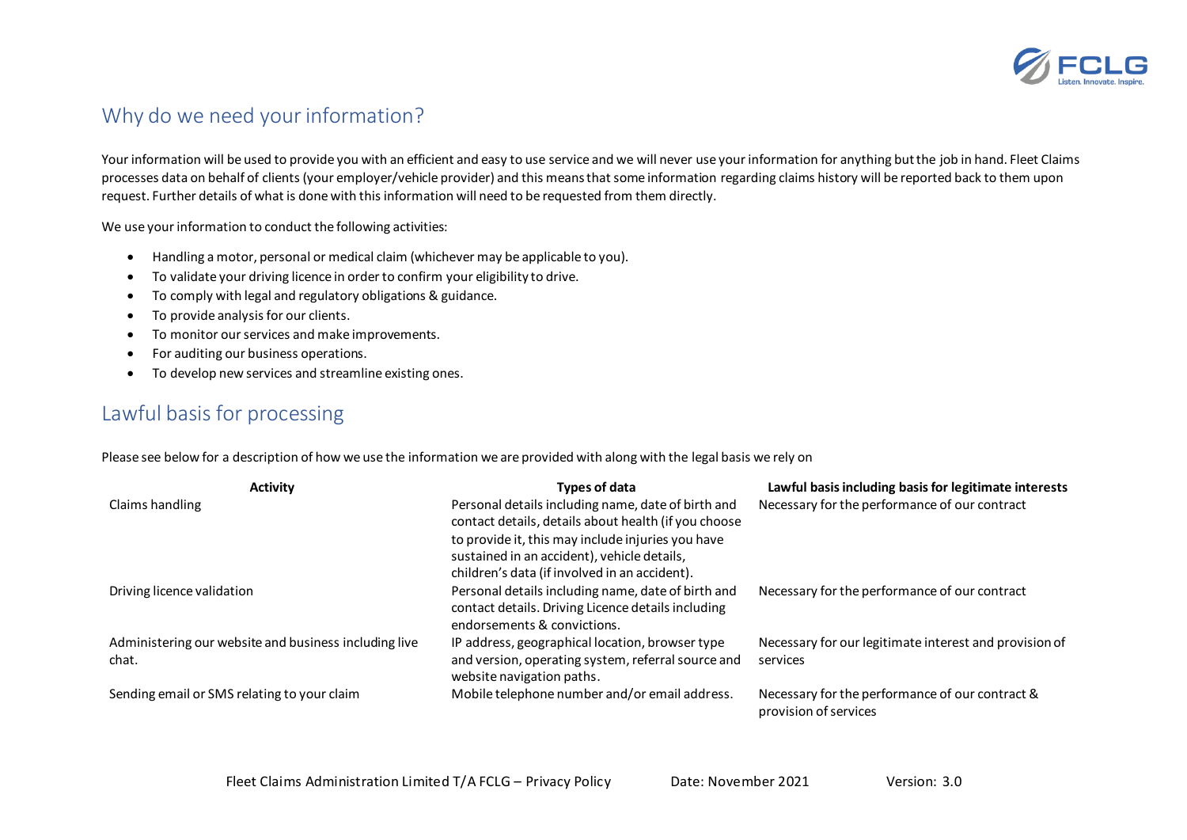## Why do we need your information?

Your information will be used to provide you with an efficient and easy to use service and we will never use your information for anything but the job in hand. Fleet Claims processes data on behalf of clients (your employer/vehicle provider) and this means that some information regarding claims history will be reported back to them upon request. Further details of what is done with this information will need to be requested from them directly.

We use your information to conduct the following activities:

- Handling a motor, personal or medical claim (whichever may be applicable to you).
- To validate your driving licence in order to confirm your eligibility to drive.
- To comply with legal and regulatory obligations & guidance.
- To provide analysis for our clients.
- To monitor our services and make improvements.
- For auditing our business operations.
- To develop new services and streamline existing ones.

## Lawful basis for processing

Please see below for a description of how we use the information we are provided with along with the legal basis we rely on

| Activity | Types of data | Lawful basis including basis for legitimate interests |
|---|---|---|
| Claims handling | Personal details including name, date of birth and contact details, details about health (if you choose to provide it, this may include injuries you have sustained in an accident), vehicle details, children's data (if involved in an accident). | Necessary for the performance of our contract |
| Driving licence validation | Personal details including name, date of birth and contact details. Driving Licence details including endorsements & convictions. | Necessary for the performance of our contract |
| Administering our website and business including live chat. | IP address, geographical location, browser type and version, operating system, referral source and website navigation paths. | Necessary for our legitimate interest and provision of services |
| Sending email or SMS relating to your claim | Mobile telephone number and/or email address. | Necessary for the performance of our contract & provision of services |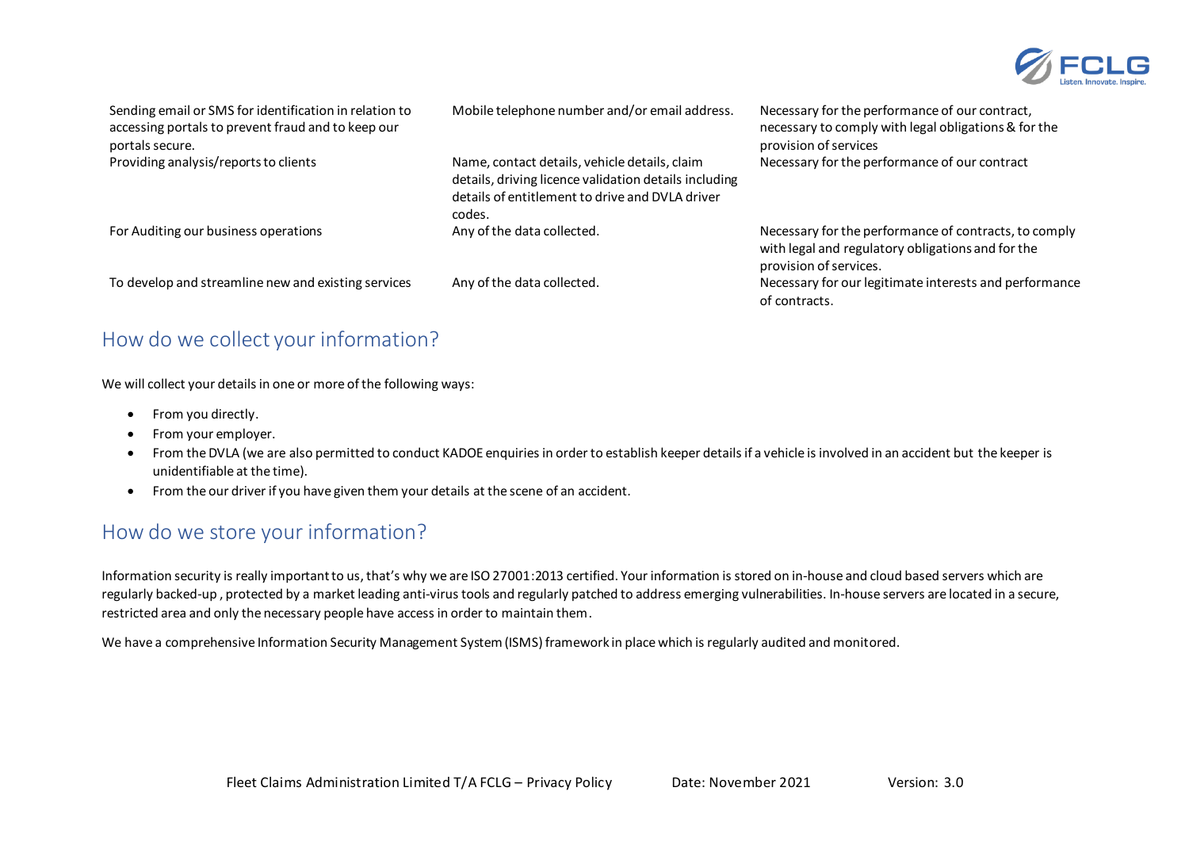| | | |
|---|---|---|
| Sending email or SMS for identification in relation to accessing portals to prevent fraud and to keep our portals secure. | Mobile telephone number and/or email address. | Necessary for the performance of our contract, necessary to comply with legal obligations & for the provision of services |
| Providing analysis/reports to clients | Name, contact details, vehicle details, claim details, driving licence validation details including details of entitlement to drive and DVLA driver codes. | Necessary for the performance of our contract |
| For Auditing our business operations | Any of the data collected. | Necessary for the performance of contracts, to comply with legal and regulatory obligations and for the provision of services. |
| To develop and streamline new and existing services | Any of the data collected. | Necessary for our legitimate interests and performance of contracts. |

## How do we collect your information?

We will collect your details in one or more of the following ways:

- From you directly.
- From your employer.
- From the DVLA (we are also permitted to conduct KADOE enquiries in order to establish keeper details if a vehicle is involved in an accident but the keeper is unidentifiable at the time).
- From the our driver if you have given them your details at the scene of an accident.

## How do we store your information?

Information security is really important to us, that's why we are ISO 27001:2013 certified. Your information is stored on in-house and cloud based servers which are regularly backed-up , protected by a market leading anti-virus tools and regularly patched to address emerging vulnerabilities. In-house servers are located in a secure, restricted area and only the necessary people have access in order to maintain them.

We have a comprehensive Information Security Management System (ISMS) framework in place which is regularly audited and monitored.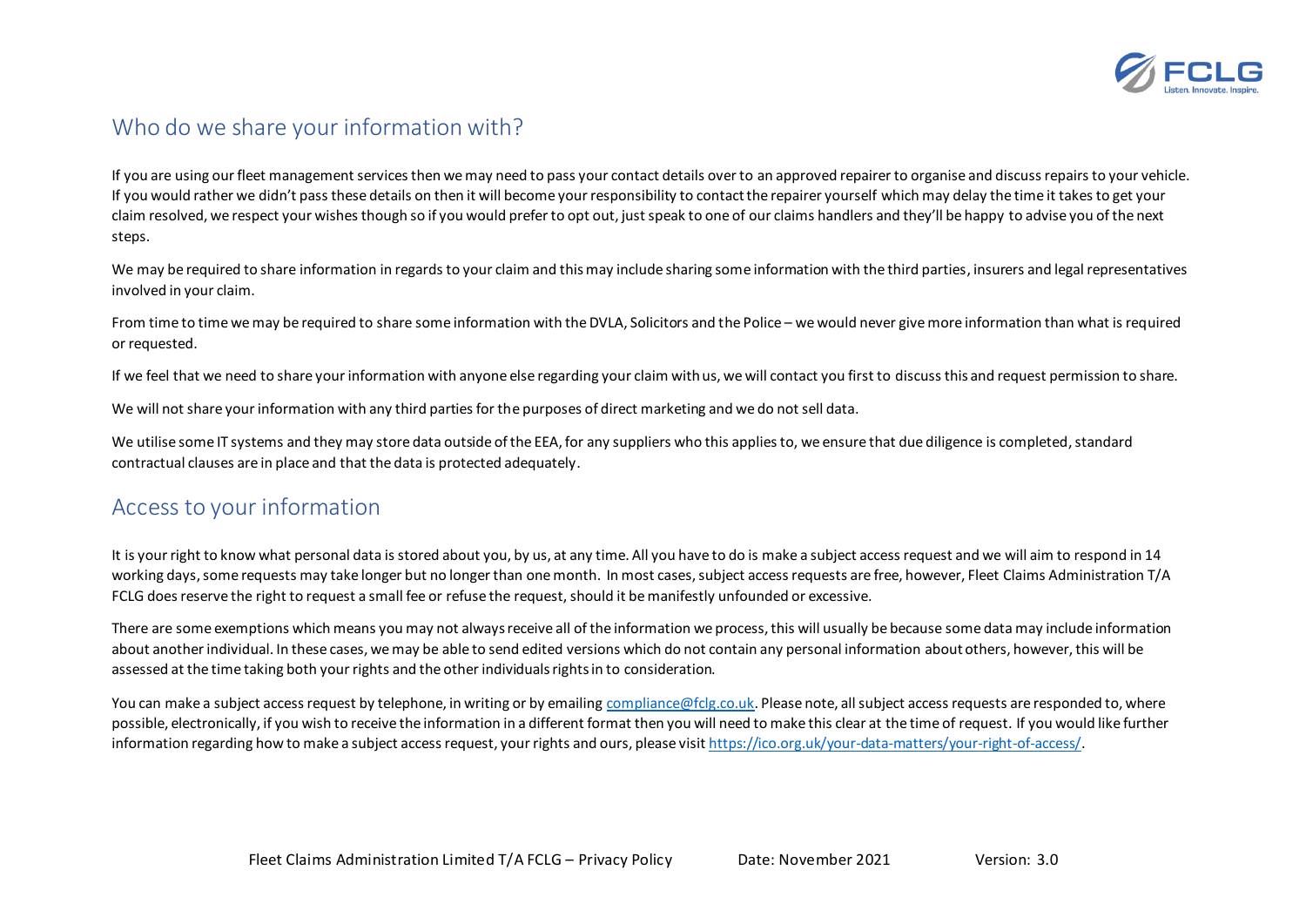## Who do we share your information with?

If you are using our fleet management services then we may need to pass your contact details over to an approved repairer to organise and discuss repairs to your vehicle. If you would rather we didn't pass these details on then it will become your responsibility to contact the repairer yourself which may delay the time it takes to get your claim resolved, we respect your wishes though so if you would prefer to opt out, just speak to one of our claims handlers and they'll be happy to advise you of the next steps.

We may be required to share information in regards to your claim and this may include sharing some information with the third parties, insurers and legal representatives involved in your claim.

From time to time we may be required to share some information with the DVLA, Solicitors and the Police – we would never give more information than what is required or requested.

If we feel that we need to share your information with anyone else regarding your claim with us, we will contact you first to discuss this and request permission to share.

We will not share your information with any third parties for the purposes of direct marketing and we do not sell data.

We utilise some IT systems and they may store data outside of the EEA, for any suppliers who this applies to, we ensure that due diligence is completed, standard contractual clauses are in place and that the data is protected adequately.

## Access to your information

It is your right to know what personal data is stored about you, by us, at any time. All you have to do is make a subject access request and we will aim to respond in 14 working days, some requests may take longer but no longer than one month. In most cases, subject access requests are free, however, Fleet Claims Administration T/A FCLG does reserve the right to request a small fee or refuse the request, should it be manifestly unfounded or excessive.

There are some exemptions which means you may not always receive all of the information we process, this will usually be because some data may include information about another individual. In these cases, we may be able to send edited versions which do not contain any personal information about others, however, this will be assessed at the time taking both your rights and the other individuals rights in to consideration.

You can make a subject access request by telephone, in writing or by emailing compliance@fclg.co.uk. Please note, all subject access requests are responded to, where possible, electronically, if you wish to receive the information in a different format then you will need to make this clear at the time of request. If you would like further information regarding how to make a subject access request, your rights and ours, please visit https://ico.org.uk/your-data-matters/your-right-of-access/.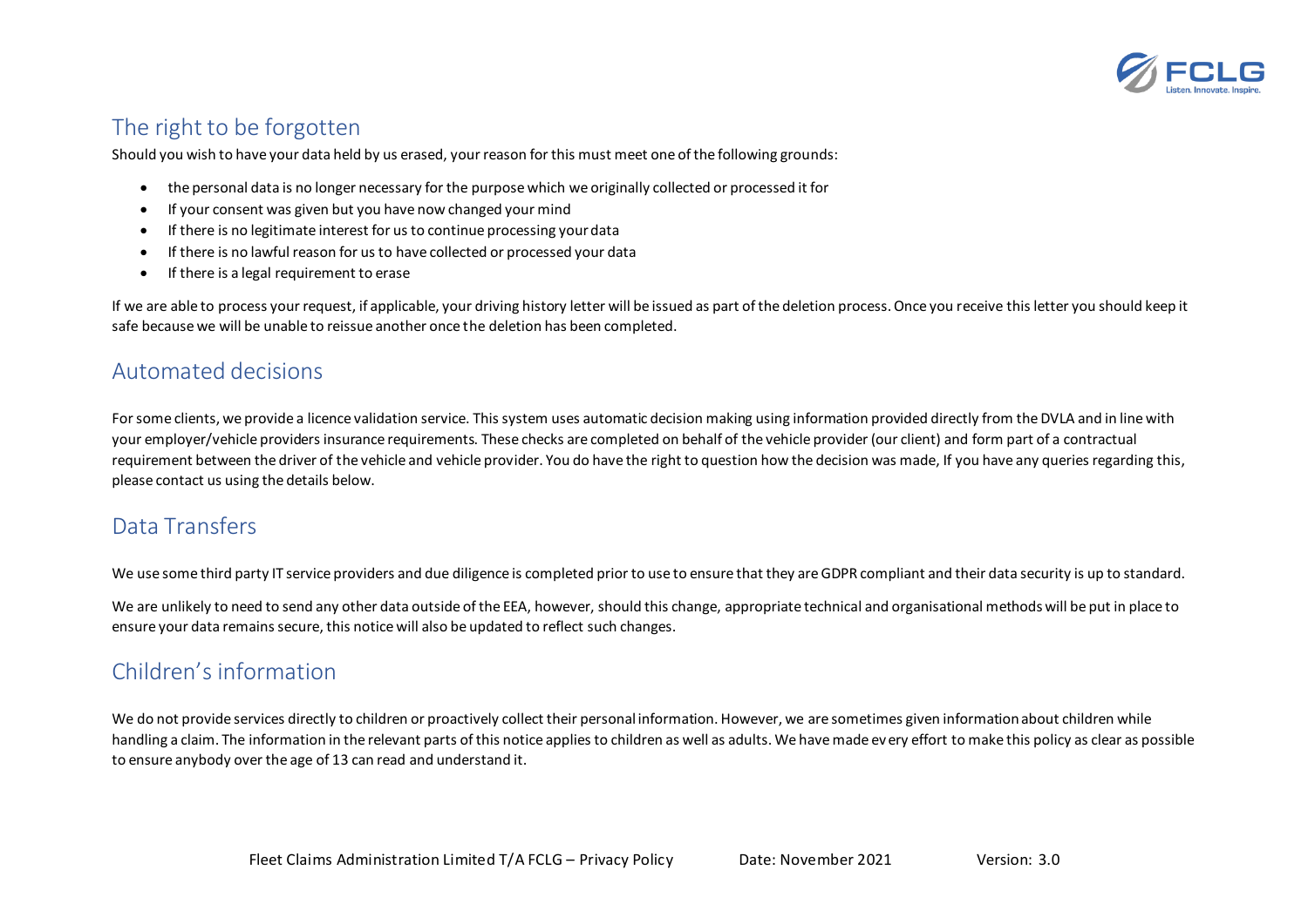## The right to be forgotten

Should you wish to have your data held by us erased, your reason for this must meet one of the following grounds:

- the personal data is no longer necessary for the purpose which we originally collected or processed it for
- If your consent was given but you have now changed your mind
- If there is no legitimate interest for us to continue processing your data
- If there is no lawful reason for us to have collected or processed your data
- If there is a legal requirement to erase

If we are able to process your request, if applicable, your driving history letter will be issued as part of the deletion process. Once you receive this letter you should keep it safe because we will be unable to reissue another once the deletion has been completed.

## Automated decisions

For some clients, we provide a licence validation service. This system uses automatic decision making using information provided directly from the DVLA and in line with your employer/vehicle providers insurance requirements. These checks are completed on behalf of the vehicle provider (our client) and form part of a contractual requirement between the driver of the vehicle and vehicle provider. You do have the right to question how the decision was made, If you have any queries regarding this, please contact us using the details below.

## Data Transfers

We use some third party IT service providers and due diligence is completed prior to use to ensure that they are GDPR compliant and their data security is up to standard.

We are unlikely to need to send any other data outside of the EEA, however, should this change, appropriate technical and organisational methods will be put in place to ensure your data remains secure, this notice will also be updated to reflect such changes.

## Children's information

We do not provide services directly to children or proactively collect their personal information. However, we are sometimes given information about children while handling a claim. The information in the relevant parts of this notice applies to children as well as adults. We have made every effort to make this policy as clear as possible to ensure anybody over the age of 13 can read and understand it.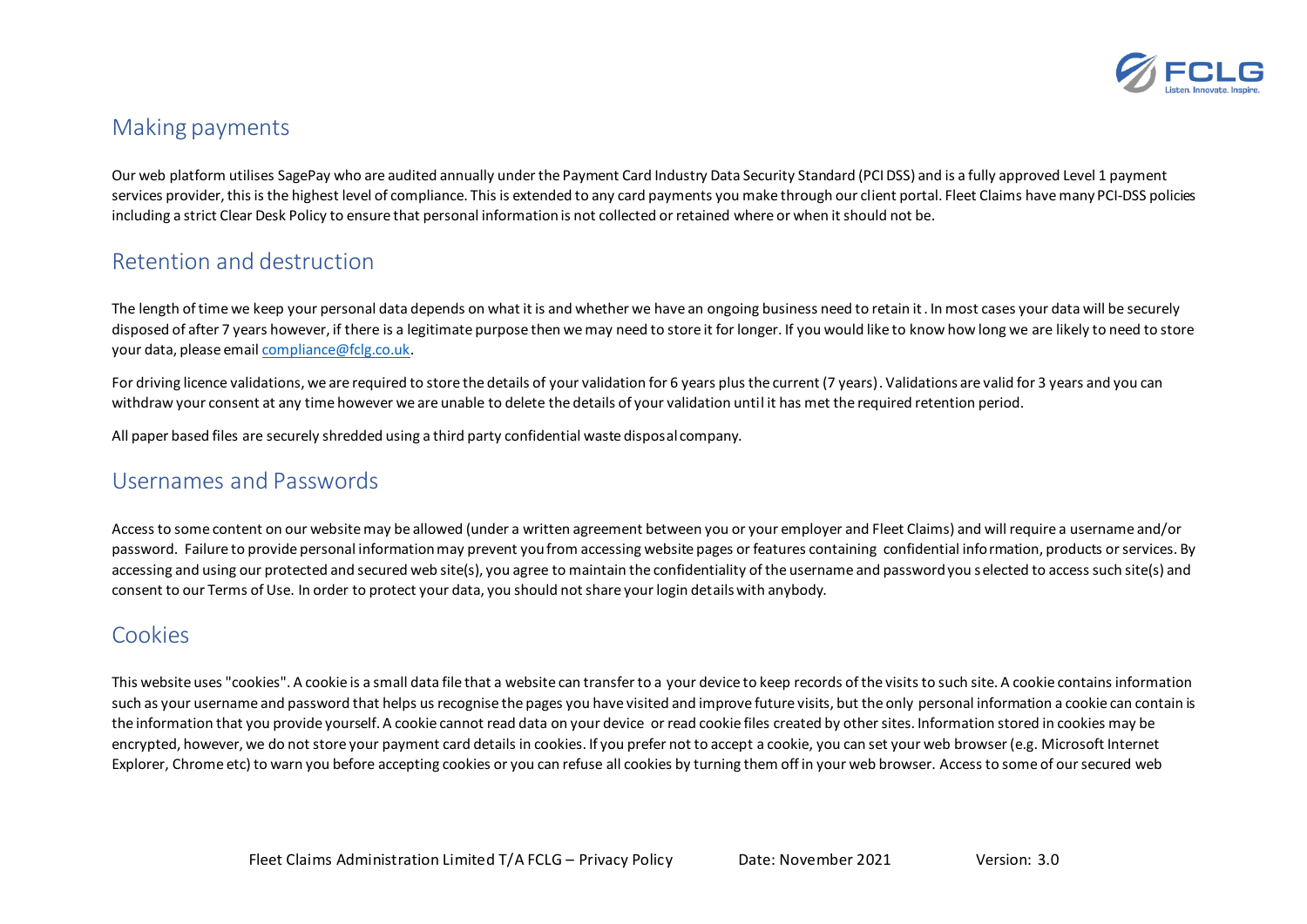## Making payments

Our web platform utilises SagePay who are audited annually under the Payment Card Industry Data Security Standard (PCI DSS) and is a fully approved Level 1 payment services provider, this is the highest level of compliance. This is extended to any card payments you make through our client portal. Fleet Claims have many PCI-DSS policies including a strict Clear Desk Policy to ensure that personal information is not collected or retained where or when it should not be.

## Retention and destruction

The length of time we keep your personal data depends on what it is and whether we have an ongoing business need to retain it . In most cases your data will be securely disposed of after 7 years however, if there is a legitimate purpose then we may need to store it for longer. If you would like to know how long we are likely to need to store your data, please email compliance@fclg.co.uk.

For driving licence validations, we are required to store the details of your validation for 6 years plus the current (7 years). Validations are valid for 3 years and you can withdraw your consent at any time however we are unable to delete the details of your validation until it has met the required retention period.

All paper based files are securely shredded using a third party confidential waste disposal company.

## Usernames and Passwords

Access to some content on our website may be allowed (under a written agreement between you or your employer and Fleet Claims) and will require a username and/or password. Failure to provide personal information may prevent you from accessing website pages or features containing confidential information, products or services. By accessing and using our protected and secured web site(s), you agree to maintain the confidentiality of the username and password you selected to access such site(s) and consent to our Terms of Use. In order to protect your data, you should not share your login details with anybody.

## Cookies

This website uses "cookies". A cookie is a small data file that a website can transfer to a your device to keep records of the visits to such site. A cookie contains information such as your username and password that helps us recognise the pages you have visited and improve future visits, but the only personal information a cookie can contain is the information that you provide yourself. A cookie cannot read data on your device or read cookie files created by other sites. Information stored in cookies may be encrypted, however, we do not store your payment card details in cookies. If you prefer not to accept a cookie, you can set your web browser (e.g. Microsoft Internet Explorer, Chrome etc) to warn you before accepting cookies or you can refuse all cookies by turning them off in your web browser. Access to some of our secured web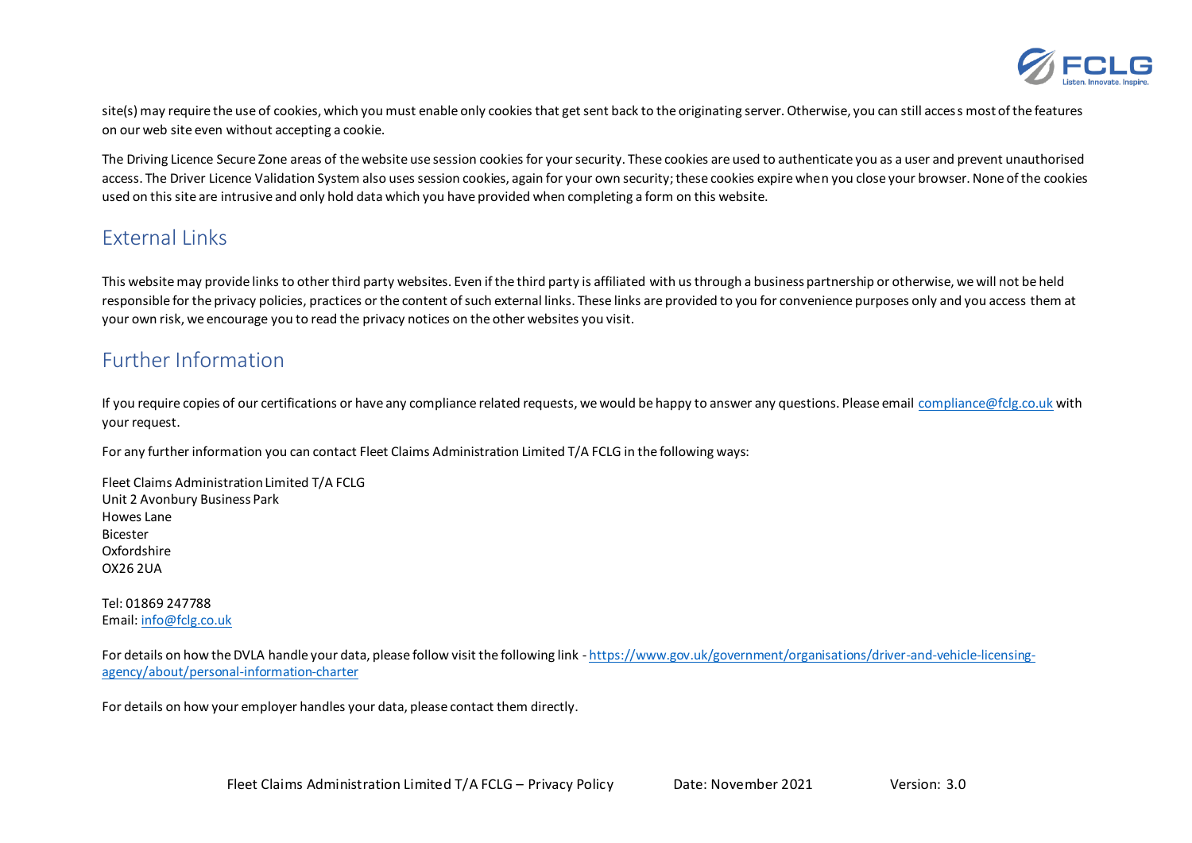site(s) may require the use of cookies, which you must enable only cookies that get sent back to the originating server. Otherwise, you can still access most of the features on our web site even without accepting a cookie.

The Driving Licence Secure Zone areas of the website use session cookies for your security. These cookies are used to authenticate you as a user and prevent unauthorised access. The Driver Licence Validation System also uses session cookies, again for your own security; these cookies expire when you close your browser. None of the cookies used on this site are intrusive and only hold data which you have provided when completing a form on this website.

## External Links

This website may provide links to other third party websites. Even if the third party is affiliated with us through a business partnership or otherwise, we will not be held responsible for the privacy policies, practices or the content of such external links. These links are provided to you for convenience purposes only and you access them at your own risk, we encourage you to read the privacy notices on the other websites you visit.

## Further Information

If you require copies of our certifications or have any compliance related requests, we would be happy to answer any questions. Please email compliance@fclg.co.uk with your request.

For any further information you can contact Fleet Claims Administration Limited T/A FCLG in the following ways:

Fleet Claims Administration Limited T/A FCLG
Unit 2 Avonbury Business Park
Howes Lane
Bicester
Oxfordshire
OX26 2UA

Tel: 01869 247788
Email: info@fclg.co.uk

For details on how the DVLA handle your data, please follow visit the following link - https://www.gov.uk/government/organisations/driver-and-vehicle-licensing-agency/about/personal-information-charter

For details on how your employer handles your data, please contact them directly.